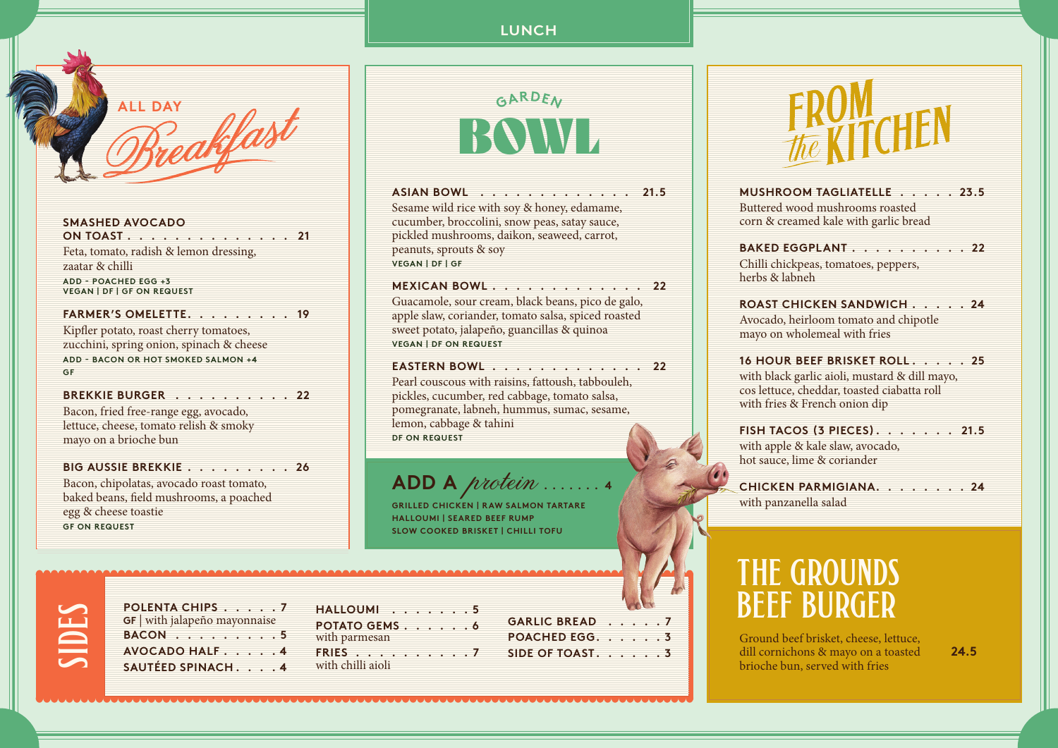# LUNCH

## ALL DAY *Breakfast*

**SMASHED AVOCADO ON TOAST** . . . . . . . . . . . . . . . 21
Feta, tomato, radish & lemon dressing, zaatar & chilli
ADD - POACHED EGG +3
VEGAN | DF | GF ON REQUEST

**FARMER'S OMELETTE** . . . . . . . . . . 19
Kipfler potato, roast cherry tomatoes, zucchini, spring onion, spinach & cheese
ADD - BACON OR HOT SMOKED SALMON +4
GF

**BREKKIE BURGER** . . . . . . . . . . . 22
Bacon, fried free-range egg, avocado, lettuce, cheese, tomato relish & smoky mayo on a brioche bun

**BIG AUSSIE BREKKIE** . . . . . . . . . . 26
Bacon, chipolatas, avocado roast tomato, baked beans, field mushrooms, a poached egg & cheese toastie
GF ON REQUEST

## GARDEN BOWL

**ASIAN BOWL** . . . . . . . . . . . . . . 21.5
Sesame wild rice with soy & honey, edamame, cucumber, broccolini, snow peas, satay sauce, pickled mushrooms, daikon, seaweed, carrot, peanuts, sprouts & soy
VEGAN | DF | GF

**MEXICAN BOWL** . . . . . . . . . . . . . 22
Guacamole, sour cream, black beans, pico de galo, apple slaw, coriander, tomato salsa, spiced roasted sweet potato, jalapeño, guancillas & quinoa
VEGAN | DF ON REQUEST

**EASTERN BOWL** . . . . . . . . . . . . . 22
Pearl couscous with raisins, fattoush, tabbouleh, pickles, cucumber, red cabbage, tomato salsa, pomegranate, labneh, hummus, sumac, sesame, lemon, cabbage & tahini
DF ON REQUEST

**ADD A *protein*** . . . . . . . 4
GRILLED CHICKEN | RAW SALMON TARTARE
HALLOUMI | SEARED BEEF RUMP
SLOW COOKED BRISKET | CHILLI TOFU

## FROM *the* KITCHEN

**MUSHROOM TAGLIATELLE** . . . . . 23.5
Buttered wood mushrooms roasted corn & creamed kale with garlic bread

**BAKED EGGPLANT** . . . . . . . . . . 22
Chilli chickpeas, tomatoes, peppers, herbs & labneh

**ROAST CHICKEN SANDWICH** . . . . . 24
Avocado, heirloom tomato and chipotle mayo on wholemeal with fries

**16 HOUR BEEF BRISKET ROLL** . . . . . 25
with black garlic aioli, mustard & dill mayo, cos lettuce, cheddar, toasted ciabatta roll with fries & French onion dip

**FISH TACOS (3 PIECES)** . . . . . . . 21.5
with apple & kale slaw, avocado, hot sauce, lime & coriander

**CHICKEN PARMIGIANA** . . . . . . . . 24
with panzanella salad

## THE GROUNDS BEEF BURGER

Ground beef brisket, cheese, lettuce, dill cornichons & mayo on a toasted brioche bun, served with fries — **24.5**

## SIDES

**POLENTA CHIPS** . . . . . 7
GF | with jalapeño mayonnaise

**BACON** . . . . . . . . . 5

**AVOCADO HALF** . . . . . 4

**SAUTÉED SPINACH** . . . . 4

**HALLOUMI** . . . . . . . . 5

**POTATO GEMS** . . . . . . 6
with parmesan

**FRIES** . . . . . . . . . . . 7
with chilli aioli

**GARLIC BREAD** . . . . . 7

**POACHED EGG** . . . . . . 3

**SIDE OF TOAST** . . . . . . 3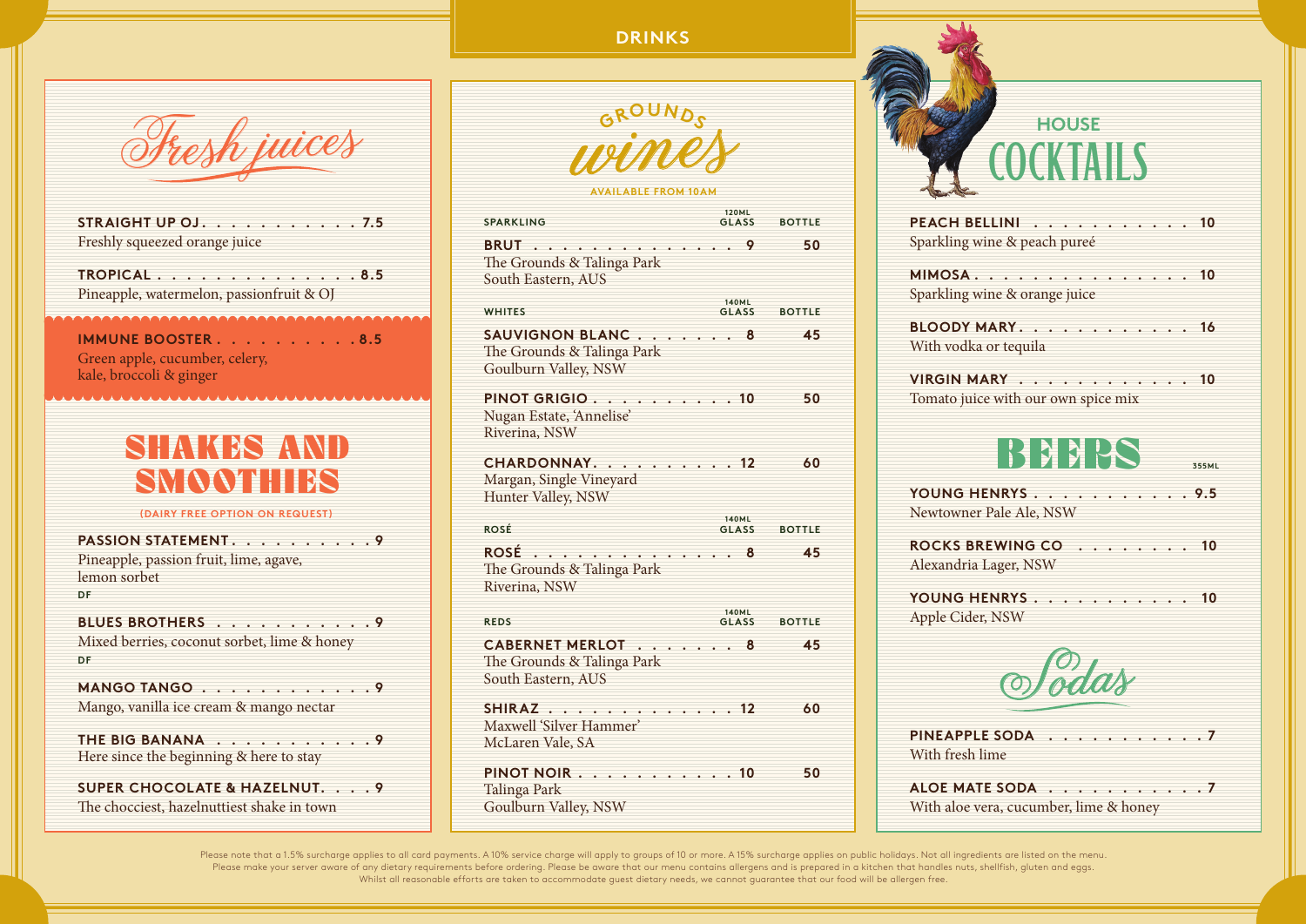# DRINKS

## Fresh juices

**STRAIGHT UP OJ** . . . . . . . . . . . 7.5
Freshly squeezed orange juice

**TROPICAL** . . . . . . . . . . . . . . . 8.5
Pineapple, watermelon, passionfruit & OJ

**IMMUNE BOOSTER** . . . . . . . . . . 8.5
Green apple, cucumber, celery, kale, broccoli & ginger

## SHAKES AND SMOOTHIES

(DAIRY FREE OPTION ON REQUEST)

**PASSION STATEMENT** . . . . . . . . . . 9
Pineapple, passion fruit, lime, agave, lemon sorbet
DF

**BLUES BROTHERS** . . . . . . . . . . . 9
Mixed berries, coconut sorbet, lime & honey
DF

**MANGO TANGO** . . . . . . . . . . . . 9
Mango, vanilla ice cream & mango nectar

**THE BIG BANANA** . . . . . . . . . . . 9
Here since the beginning & here to stay

**SUPER CHOCOLATE & HAZELNUT** . . . . 9
The chocciest, hazelnuttiest shake in town

## GROUNDS wines

AVAILABLE FROM 10AM

| SPARKLING | 120ML GLASS | BOTTLE |
|---|---|---|
| **BRUT**<br>The Grounds & Talinga Park<br>South Eastern, AUS | 9 | 50 |

| WHITES | 140ML GLASS | BOTTLE |
|---|---|---|
| **SAUVIGNON BLANC**<br>The Grounds & Talinga Park<br>Goulburn Valley, NSW | 8 | 45 |
| **PINOT GRIGIO**<br>Nugan Estate, 'Annelise'<br>Riverina, NSW | 10 | 50 |
| **CHARDONNAY**<br>Margan, Single Vineyard<br>Hunter Valley, NSW | 12 | 60 |

| ROSÉ | 140ML GLASS | BOTTLE |
|---|---|---|
| **ROSÉ**<br>The Grounds & Talinga Park<br>Riverina, NSW | 8 | 45 |

| REDS | 140ML GLASS | BOTTLE |
|---|---|---|
| **CABERNET MERLOT**<br>The Grounds & Talinga Park<br>South Eastern, AUS | 8 | 45 |
| **SHIRAZ**<br>Maxwell 'Silver Hammer'<br>McLaren Vale, SA | 12 | 60 |
| **PINOT NOIR**<br>Talinga Park<br>Goulburn Valley, NSW | 10 | 50 |

## HOUSE COCKTAILS

**PEACH BELLINI** . . . . . . . . . . . 10
Sparkling wine & peach pureé

**MIMOSA** . . . . . . . . . . . . . . . 10
Sparkling wine & orange juice

**BLOODY MARY** . . . . . . . . . . . . 16
With vodka or tequila

**VIRGIN MARY** . . . . . . . . . . . . 10
Tomato juice with our own spice mix

## BEERS

355ML

**YOUNG HENRYS** . . . . . . . . . . . 9.5
Newtowner Pale Ale, NSW

**ROCKS BREWING CO** . . . . . . . . 10
Alexandria Lager, NSW

**YOUNG HENRYS** . . . . . . . . . . . 10
Apple Cider, NSW

## Sodas

**PINEAPPLE SODA** . . . . . . . . . . . 7
With fresh lime

**ALOE MATE SODA** . . . . . . . . . . . 7
With aloe vera, cucumber, lime & honey

Please note that a 1.5% surcharge applies to all card payments. A 10% service charge will apply to groups of 10 or more. A 15% surcharge applies on public holidays. Not all ingredients are listed on the menu. Please make your server aware of any dietary requirements before ordering. Please be aware that our menu contains allergens and is prepared in a kitchen that handles nuts, shellfish, gluten and eggs. Whilst all reasonable efforts are taken to accommodate guest dietary needs, we cannot guarantee that our food will be allergen free.